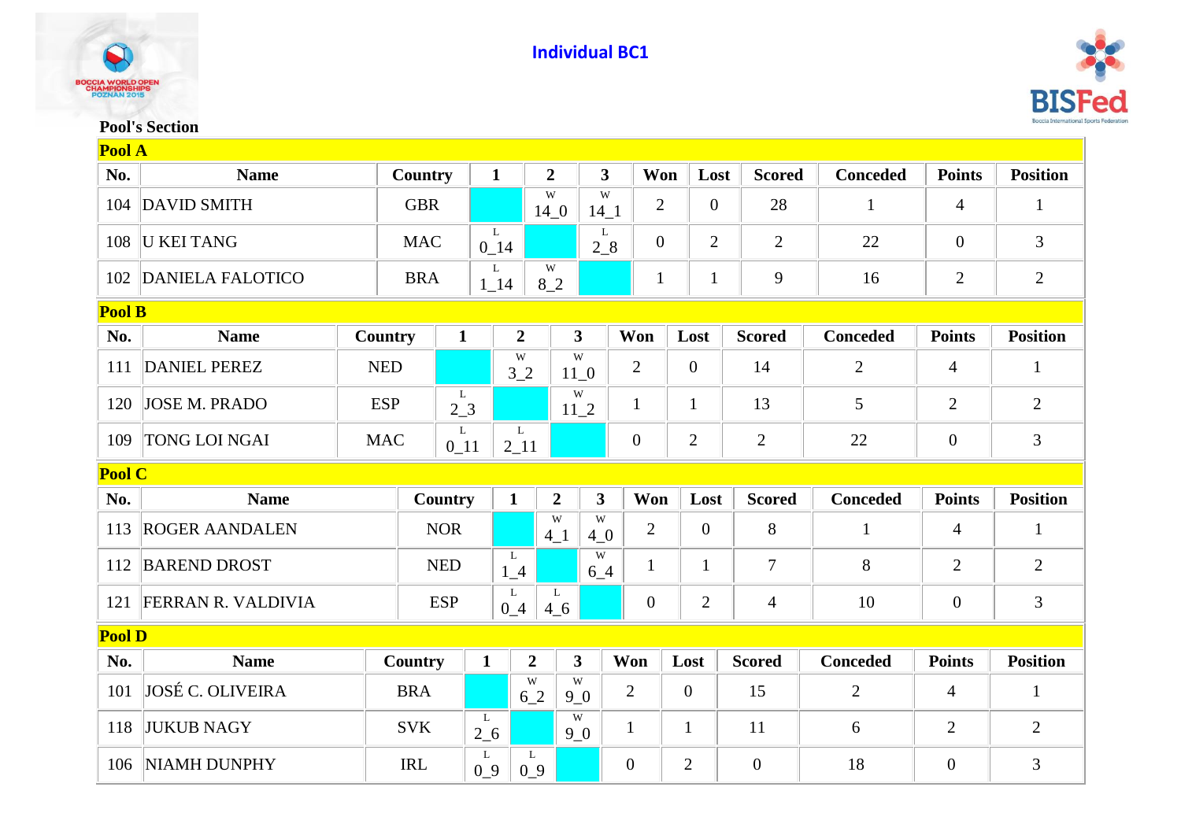# Individual BC1

## Pool's Section

### Pool A

| No. | Name | Country | 1 | 2 | 3 | Won | Lost | Scored | Conceded | Points | Position |
|---|---|---|---|---|---|---|---|---|---|---|---|
| 104 | DAVID SMITH | GBR | | W 14_0 | W 14_1 | 2 | 0 | 28 | 1 | 4 | 1 |
| 108 | U KEI TANG | MAC | L 0_14 | | L 2_8 | 0 | 2 | 2 | 22 | 0 | 3 |
| 102 | DANIELA FALOTICO | BRA | L 1_14 | W 8_2 | | 1 | 1 | 9 | 16 | 2 | 2 |

### Pool B

| No. | Name | Country | 1 | 2 | 3 | Won | Lost | Scored | Conceded | Points | Position |
|---|---|---|---|---|---|---|---|---|---|---|---|
| 111 | DANIEL PEREZ | NED | | W 3_2 | W 11_0 | 2 | 0 | 14 | 2 | 4 | 1 |
| 120 | JOSE M. PRADO | ESP | L 2_3 | | W 11_2 | 1 | 1 | 13 | 5 | 2 | 2 |
| 109 | TONG LOI NGAI | MAC | L 0_11 | L 2_11 | | 0 | 2 | 2 | 22 | 0 | 3 |

### Pool C

| No. | Name | Country | 1 | 2 | 3 | Won | Lost | Scored | Conceded | Points | Position |
|---|---|---|---|---|---|---|---|---|---|---|---|
| 113 | ROGER AANDALEN | NOR | | W 4_1 | W 4_0 | 2 | 0 | 8 | 1 | 4 | 1 |
| 112 | BAREND DROST | NED | L 1_4 | | W 6_4 | 1 | 1 | 7 | 8 | 2 | 2 |
| 121 | FERRAN R. VALDIVIA | ESP | L 0_4 | L 4_6 | | 0 | 2 | 4 | 10 | 0 | 3 |

### Pool D

| No. | Name | Country | 1 | 2 | 3 | Won | Lost | Scored | Conceded | Points | Position |
|---|---|---|---|---|---|---|---|---|---|---|---|
| 101 | JOSÉ C. OLIVEIRA | BRA | | W 6_2 | W 9_0 | 2 | 0 | 15 | 2 | 4 | 1 |
| 118 | JUKUB NAGY | SVK | L 2_6 | | W 9_0 | 1 | 1 | 11 | 6 | 2 | 2 |
| 106 | NIAMH DUNPHY | IRL | L 0_9 | L 0_9 | | 0 | 2 | 0 | 18 | 0 | 3 |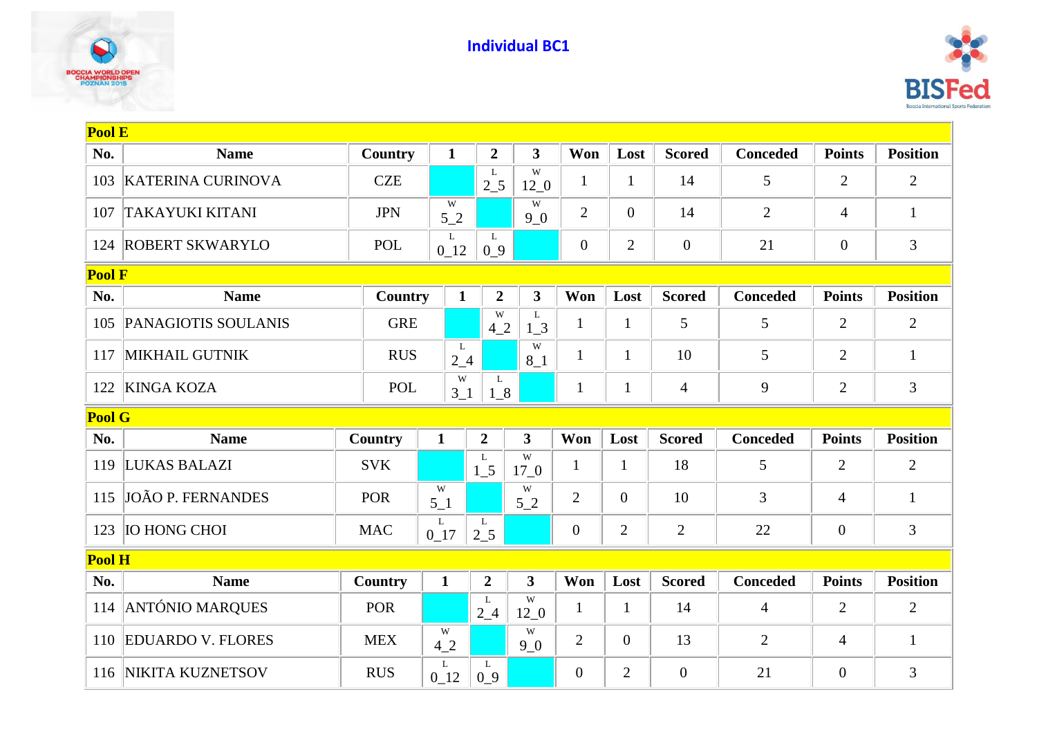# Individual BC1

| Pool E | | | | | | | | | | | |
|---|---|---|---|---|---|---|---|---|---|---|---|
| **No.** | **Name** | **Country** | **1** | **2** | **3** | **Won** | **Lost** | **Scored** | **Conceded** | **Points** | **Position** |
| 103 | KATERINA CURINOVA | CZE | | L 2_5 | W 12_0 | 1 | 1 | 14 | 5 | 2 | 2 |
| 107 | TAKAYUKI KITANI | JPN | W 5_2 | | W 9_0 | 2 | 0 | 14 | 2 | 4 | 1 |
| 124 | ROBERT SKWARYLO | POL | L 0_12 | L 0_9 | | 0 | 2 | 0 | 21 | 0 | 3 |

| Pool F | | | | | | | | | | | |
|---|---|---|---|---|---|---|---|---|---|---|---|
| **No.** | **Name** | **Country** | **1** | **2** | **3** | **Won** | **Lost** | **Scored** | **Conceded** | **Points** | **Position** |
| 105 | PANAGIOTIS SOULANIS | GRE | | W 4_2 | L 1_3 | 1 | 1 | 5 | 5 | 2 | 2 |
| 117 | MIKHAIL GUTNIK | RUS | L 2_4 | | W 8_1 | 1 | 1 | 10 | 5 | 2 | 1 |
| 122 | KINGA KOZA | POL | W 3_1 | L 1_8 | | 1 | 1 | 4 | 9 | 2 | 3 |

| Pool G | | | | | | | | | | | |
|---|---|---|---|---|---|---|---|---|---|---|---|
| **No.** | **Name** | **Country** | **1** | **2** | **3** | **Won** | **Lost** | **Scored** | **Conceded** | **Points** | **Position** |
| 119 | LUKAS BALAZI | SVK | | L 1_5 | W 17_0 | 1 | 1 | 18 | 5 | 2 | 2 |
| 115 | JOÃO P. FERNANDES | POR | W 5_1 | | W 5_2 | 2 | 0 | 10 | 3 | 4 | 1 |
| 123 | IO HONG CHOI | MAC | L 0_17 | L 2_5 | | 0 | 2 | 2 | 22 | 0 | 3 |

| Pool H | | | | | | | | | | | |
|---|---|---|---|---|---|---|---|---|---|---|---|
| **No.** | **Name** | **Country** | **1** | **2** | **3** | **Won** | **Lost** | **Scored** | **Conceded** | **Points** | **Position** |
| 114 | ANTÓNIO MARQUES | POR | | L 2_4 | W 12_0 | 1 | 1 | 14 | 4 | 2 | 2 |
| 110 | EDUARDO V. FLORES | MEX | W 4_2 | | W 9_0 | 2 | 0 | 13 | 2 | 4 | 1 |
| 116 | NIKITA KUZNETSOV | RUS | L 0_12 | L 0_9 | | 0 | 2 | 0 | 21 | 0 | 3 |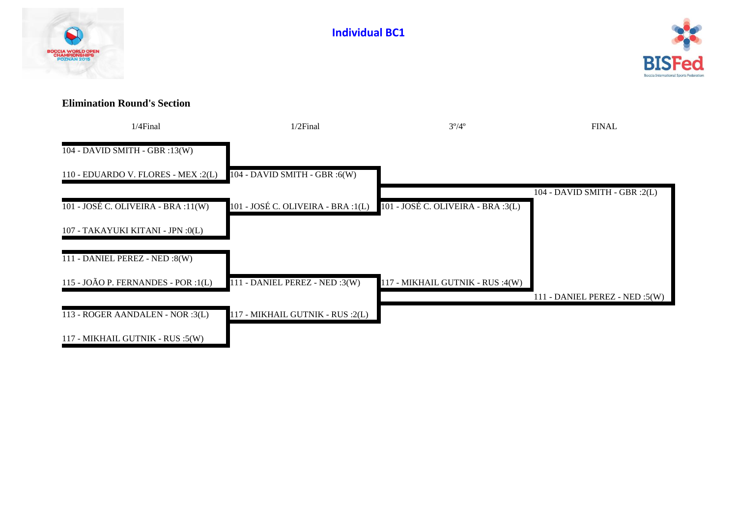## Individual BC1

### Elimination Round's Section

| 1/4Final | 1/2Final | 3º/4º | FINAL |
| --- | --- | --- | --- |
| 104 - DAVID SMITH - GBR :13(W) | | | |
| 110 - EDUARDO V. FLORES - MEX :2(L) | 104 - DAVID SMITH - GBR :6(W) | | |
| | | | 104 - DAVID SMITH - GBR :2(L) |
| 101 - JOSÉ C. OLIVEIRA - BRA :11(W) | 101 - JOSÉ C. OLIVEIRA - BRA :1(L) | 101 - JOSÉ C. OLIVEIRA - BRA :3(L) | |
| 107 - TAKAYUKI KITANI - JPN :0(L) | | | |
| 111 - DANIEL PEREZ - NED :8(W) | | | |
| 115 - JOÃO P. FERNANDES - POR :1(L) | 111 - DANIEL PEREZ - NED :3(W) | 117 - MIKHAIL GUTNIK - RUS :4(W) | |
| | | | 111 - DANIEL PEREZ - NED :5(W) |
| 113 - ROGER AANDALEN - NOR :3(L) | 117 - MIKHAIL GUTNIK - RUS :2(L) | | |
| 117 - MIKHAIL GUTNIK - RUS :5(W) | | | |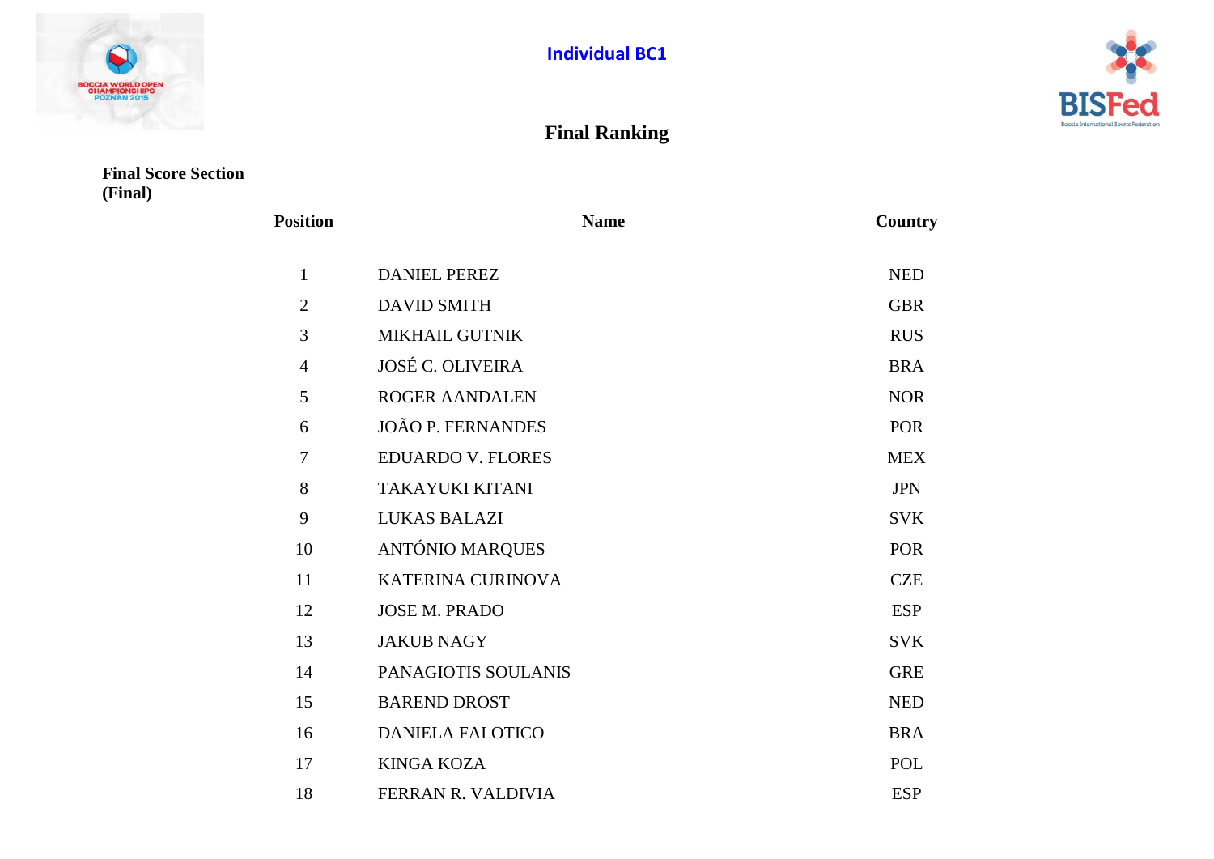# Individual BC1

## Final Ranking

**Final Score Section (Final)**

| Position | Name | Country |
|---|---|---|
| 1 | DANIEL PEREZ | NED |
| 2 | DAVID SMITH | GBR |
| 3 | MIKHAIL GUTNIK | RUS |
| 4 | JOSÉ C. OLIVEIRA | BRA |
| 5 | ROGER AANDALEN | NOR |
| 6 | JOÃO P. FERNANDES | POR |
| 7 | EDUARDO V. FLORES | MEX |
| 8 | TAKAYUKI KITANI | JPN |
| 9 | LUKAS BALAZI | SVK |
| 10 | ANTÓNIO MARQUES | POR |
| 11 | KATERINA CURINOVA | CZE |
| 12 | JOSE M. PRADO | ESP |
| 13 | JAKUB NAGY | SVK |
| 14 | PANAGIOTIS SOULANIS | GRE |
| 15 | BAREND DROST | NED |
| 16 | DANIELA FALOTICO | BRA |
| 17 | KINGA KOZA | POL |
| 18 | FERRAN R. VALDIVIA | ESP |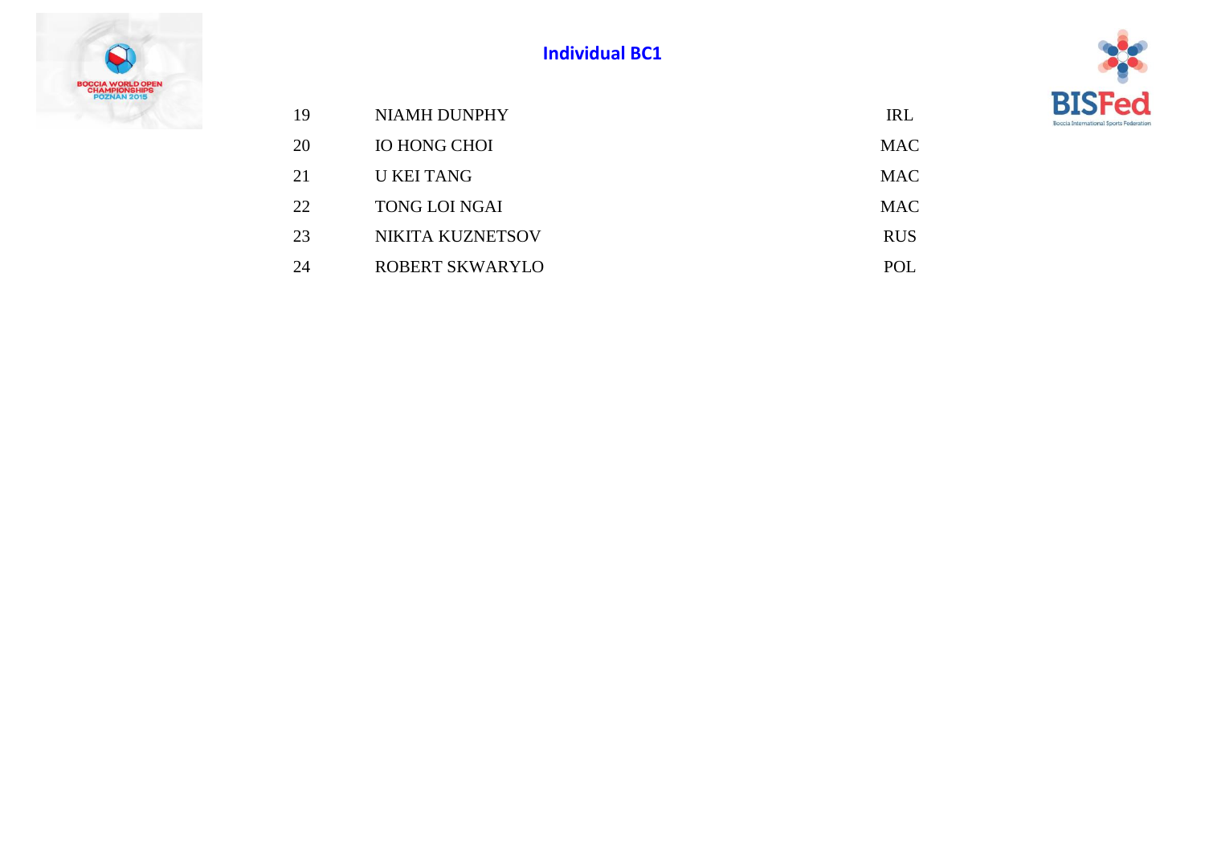## Individual BC1

| | | |
|---|---|---|
| 19 | NIAMH DUNPHY | IRL |
| 20 | IO HONG CHOI | MAC |
| 21 | U KEI TANG | MAC |
| 22 | TONG LOI NGAI | MAC |
| 23 | NIKITA KUZNETSOV | RUS |
| 24 | ROBERT SKWARYLO | POL |